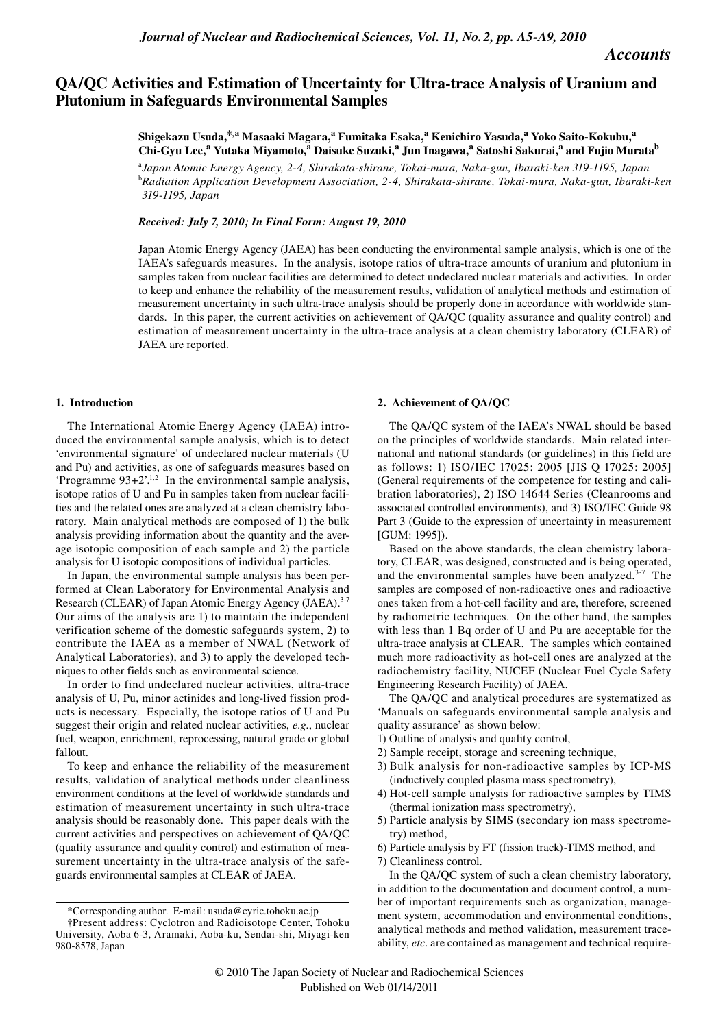*Accounts*

# QA/QC Activities and Estimation of Uncertainty for Ultra-trace Analysis of Uranium and Plutonium in Safeguards Environmental Samples

**Shigekazu Usuda,[*,a] Masaaki Magara,[a] Fumitaka Esaka,[a] Kenichiro Yasuda,[a] Yoko Saito-Kokubu,[a] Chi-Gyu Lee,[a] Yutaka Miyamoto,[a] Daisuke Suzuki,[a] Jun Inagawa,[a] Satoshi Sakurai,[a] and Fujio Murata[b]**

[a]*Japan Atomic Energy Agency, 2-4, Shirakata-shirane, Tokai-mura, Naka-gun, Ibaraki-ken 319-1195, Japan*
[b]*Radiation Application Development Association, 2-4, Shirakata-shirane, Tokai-mura, Naka-gun, Ibaraki-ken 319-1195, Japan*

***Received: July 7, 2010; In Final Form: August 19, 2010***

Japan Atomic Energy Agency (JAEA) has been conducting the environmental sample analysis, which is one of the IAEA's safeguards measures. In the analysis, isotope ratios of ultra-trace amounts of uranium and plutonium in samples taken from nuclear facilities are determined to detect undeclared nuclear materials and activities. In order to keep and enhance the reliability of the measurement results, validation of analytical methods and estimation of measurement uncertainty in such ultra-trace analysis should be properly done in accordance with worldwide standards. In this paper, the current activities on achievement of QA/QC (quality assurance and quality control) and estimation of measurement uncertainty in the ultra-trace analysis at a clean chemistry laboratory (CLEAR) of JAEA are reported.

## 1. Introduction

The International Atomic Energy Agency (IAEA) introduced the environmental sample analysis, which is to detect 'environmental signature' of undeclared nuclear materials (U and Pu) and activities, as one of safeguards measures based on 'Programme 93+2'.[1,2] In the environmental sample analysis, isotope ratios of U and Pu in samples taken from nuclear facilities and the related ones are analyzed at a clean chemistry laboratory. Main analytical methods are composed of 1) the bulk analysis providing information about the quantity and the average isotopic composition of each sample and 2) the particle analysis for U isotopic compositions of individual particles.

In Japan, the environmental sample analysis has been performed at Clean Laboratory for Environmental Analysis and Research (CLEAR) of Japan Atomic Energy Agency (JAEA).[3-7] Our aims of the analysis are 1) to maintain the independent verification scheme of the domestic safeguards system, 2) to contribute the IAEA as a member of NWAL (Network of Analytical Laboratories), and 3) to apply the developed techniques to other fields such as environmental science.

In order to find undeclared nuclear activities, ultra-trace analysis of U, Pu, minor actinides and long-lived fission products is necessary. Especially, the isotope ratios of U and Pu suggest their origin and related nuclear activities, *e.g.*, nuclear fuel, weapon, enrichment, reprocessing, natural grade or global fallout.

To keep and enhance the reliability of the measurement results, validation of analytical methods under cleanliness environment conditions at the level of worldwide standards and estimation of measurement uncertainty in such ultra-trace analysis should be reasonably done. This paper deals with the current activities and perspectives on achievement of QA/QC (quality assurance and quality control) and estimation of measurement uncertainty in the ultra-trace analysis of the safeguards environmental samples at CLEAR of JAEA.

## 2. Achievement of QA/QC

The QA/QC system of the IAEA's NWAL should be based on the principles of worldwide standards. Main related international and national standards (or guidelines) in this field are as follows: 1) ISO/IEC 17025: 2005 [JIS Q 17025: 2005] (General requirements of the competence for testing and calibration laboratories), 2) ISO 14644 Series (Cleanrooms and associated controlled environments), and 3) ISO/IEC Guide 98 Part 3 (Guide to the expression of uncertainty in measurement [GUM: 1995]).

Based on the above standards, the clean chemistry laboratory, CLEAR, was designed, constructed and is being operated, and the environmental samples have been analyzed.[3-7] The samples are composed of non-radioactive ones and radioactive ones taken from a hot-cell facility and are, therefore, screened by radiometric techniques. On the other hand, the samples with less than 1 Bq order of U and Pu are acceptable for the ultra-trace analysis at CLEAR. The samples which contained much more radioactivity as hot-cell ones are analyzed at the radiochemistry facility, NUCEF (Nuclear Fuel Cycle Safety Engineering Research Facility) of JAEA.

The QA/QC and analytical procedures are systematized as 'Manuals on safeguards environmental sample analysis and quality assurance' as shown below:

1) Outline of analysis and quality control,
2) Sample receipt, storage and screening technique,
3) Bulk analysis for non-radioactive samples by ICP-MS (inductively coupled plasma mass spectrometry),
4) Hot-cell sample analysis for radioactive samples by TIMS (thermal ionization mass spectrometry),
5) Particle analysis by SIMS (secondary ion mass spectrometry) method,
6) Particle analysis by FT (fission track)-TIMS method, and
7) Cleanliness control.

In the QA/QC system of such a clean chemistry laboratory, in addition to the documentation and document control, a number of important requirements such as organization, management system, accommodation and environmental conditions, analytical methods and method validation, measurement traceability, *etc.* are contained as management and technical require-

---

*Corresponding author. E-mail: usuda@cyric.tohoku.ac.jp

†Present address: Cyclotron and Radioisotope Center, Tohoku University, Aoba 6-3, Aramaki, Aoba-ku, Sendai-shi, Miyagi-ken 980-8578, Japan

© 2010 The Japan Society of Nuclear and Radiochemical Sciences
Published on Web 01/14/2011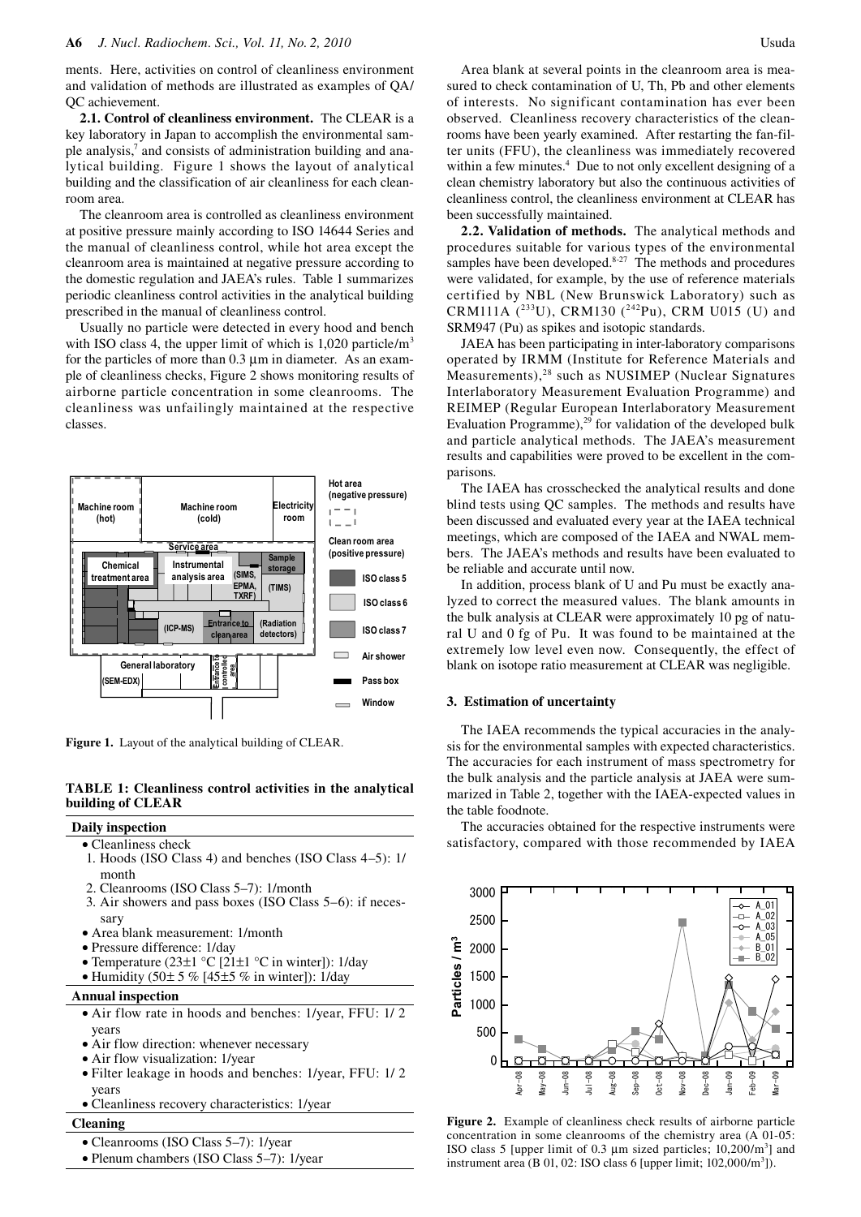ments. Here, activities on control of cleanliness environment and validation of methods are illustrated as examples of QA/QC achievement.

**2.1. Control of cleanliness environment.** The CLEAR is a key laboratory in Japan to accomplish the environmental sample analysis,[7] and consists of administration building and analytical building. Figure 1 shows the layout of analytical building and the classification of air cleanliness for each cleanroom area.

The cleanroom area is controlled as cleanliness environment at positive pressure mainly according to ISO 14644 Series and the manual of cleanliness control, while hot area except the cleanroom area is maintained at negative pressure according to the domestic regulation and JAEA's rules. Table 1 summarizes periodic cleanliness control activities in the analytical building prescribed in the manual of cleanliness control.

Usually no particle were detected in every hood and bench with ISO class 4, the upper limit of which is 1,020 particle/m$^3$ for the particles of more than 0.3 µm in diameter. As an example of cleanliness checks, Figure 2 shows monitoring results of airborne particle concentration in some cleanrooms. The cleanliness was unfailingly maintained at the respective classes.

**Figure 1.** Layout of the analytical building of CLEAR.

**TABLE 1: Cleanliness control activities in the analytical building of CLEAR**

**Daily inspection**

- Cleanliness check
  1. Hoods (ISO Class 4) and benches (ISO Class 4–5): 1/month
  2. Cleanrooms (ISO Class 5–7): 1/month
  3. Air showers and pass boxes (ISO Class 5–6): if necessary
- Area blank measurement: 1/month
- Pressure difference: 1/day
- Temperature (23±1 °C [21±1 °C in winter]): 1/day
- Humidity (50± 5 % [45±5 % in winter]): 1/day

**Annual inspection**

- Air flow rate in hoods and benches: 1/year, FFU: 1/ 2 years
- Air flow direction: whenever necessary
- Air flow visualization: 1/year
- Filter leakage in hoods and benches: 1/year, FFU: 1/ 2 years
- Cleanliness recovery characteristics: 1/year

**Cleaning**

- Cleanrooms (ISO Class 5–7): 1/year
- Plenum chambers (ISO Class 5–7): 1/year

Area blank at several points in the cleanroom area is measured to check contamination of U, Th, Pb and other elements of interests. No significant contamination has ever been observed. Cleanliness recovery characteristics of the cleanrooms have been yearly examined. After restarting the fan-filter units (FFU), the cleanliness was immediately recovered within a few minutes.[4] Due to not only excellent designing of a clean chemistry laboratory but also the continuous activities of cleanliness control, the cleanliness environment at CLEAR has been successfully maintained.

**2.2. Validation of methods.** The analytical methods and procedures suitable for various types of the environmental samples have been developed.[8-27] The methods and procedures were validated, for example, by the use of reference materials certified by NBL (New Brunswick Laboratory) such as CRM111A ($^{233}$U), CRM130 ($^{242}$Pu), CRM U015 (U) and SRM947 (Pu) as spikes and isotopic standards.

JAEA has been participating in inter-laboratory comparisons operated by IRMM (Institute for Reference Materials and Measurements),[28] such as NUSIMEP (Nuclear Signatures Interlaboratory Measurement Evaluation Programme) and REIMEP (Regular European Interlaboratory Measurement Evaluation Programme),[29] for validation of the developed bulk and particle analytical methods. The JAEA's measurement results and capabilities were proved to be excellent in the comparisons.

The IAEA has crosschecked the analytical results and done blind tests using QC samples. The methods and results have been discussed and evaluated every year at the IAEA technical meetings, which are composed of the IAEA and NWAL members. The JAEA's methods and results have been evaluated to be reliable and accurate until now.

In addition, process blank of U and Pu must be exactly analyzed to correct the measured values. The blank amounts in the bulk analysis at CLEAR were approximately 10 pg of natural U and 0 fg of Pu. It was found to be maintained at the extremely low level even now. Consequently, the effect of blank on isotope ratio measurement at CLEAR was negligible.

## 3. Estimation of uncertainty

The IAEA recommends the typical accuracies in the analysis for the environmental samples with expected characteristics. The accuracies for each instrument of mass spectrometry for the bulk analysis and the particle analysis at JAEA were summarized in Table 2, together with the IAEA-expected values in the table foodnote.

The accuracies obtained for the respective instruments were satisfactory, compared with those recommended by IAEA

**Figure 2.** Example of cleanliness check results of airborne particle concentration in some cleanrooms of the chemistry area (A 01-05: ISO class 5 [upper limit of 0.3 µm sized particles; 10,200/m$^3$] and instrument area (B 01, 02: ISO class 6 [upper limit; 102,000/m$^3$]).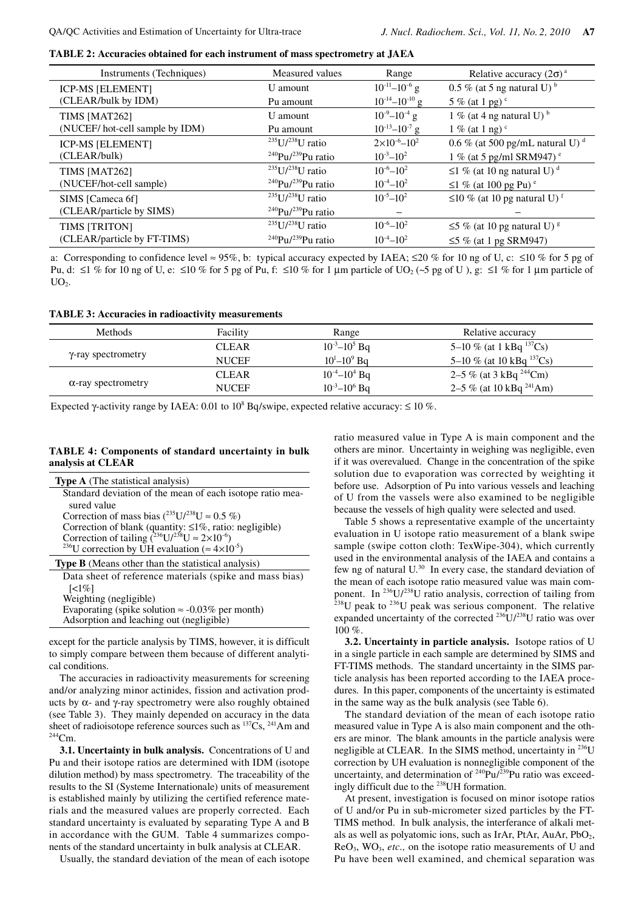**TABLE 2: Accuracies obtained for each instrument of mass spectrometry at JAEA**

| Instruments (Techniques) | Measured values | Range | Relative accuracy ($2\sigma$) [a] |
|---|---|---|---|
| ICP-MS [ELEMENT] (CLEAR/bulk by IDM) | U amount | $10^{-11}$–$10^{-6}$ g | 0.5 % (at 5 ng natural U) [b] |
| | Pu amount | $10^{-14}$–$10^{-10}$ g | 5 % (at 1 pg) [c] |
| TIMS [MAT262] (NUCEF/ hot-cell sample by IDM) | U amount | $10^{-9}$–$10^{-4}$ g | 1 % (at 4 ng natural U) [b] |
| | Pu amount | $10^{-13}$–$10^{-7}$ g | 1 % (at 1 ng) [c] |
| ICP-MS [ELEMENT] (CLEAR/bulk) | $^{235}U/^{238}U$ ratio | $2\times10^{-6}$–$10^{2}$ | 0.6 % (at 500 pg/mL natural U) [d] |
| | $^{240}Pu/^{239}Pu$ ratio | $10^{-3}$–$10^{2}$ | 1 % (at 5 pg/ml SRM947) [e] |
| TIMS [MAT262] (NUCEF/hot-cell sample) | $^{235}U/^{238}U$ ratio | $10^{-6}$–$10^{2}$ | ≤1 % (at 10 ng natural U) [d] |
| | $^{240}Pu/^{239}Pu$ ratio | $10^{-4}$–$10^{2}$ | ≤1 % (at 100 pg Pu) [e] |
| SIMS [Cameca 6f] (CLEAR/particle by SIMS) | $^{235}U/^{238}U$ ratio | $10^{-5}$–$10^{2}$ | ≤10 % (at 10 pg natural U) [f] |
| | $^{240}Pu/^{239}Pu$ ratio | – | – |
| TIMS [TRITON] (CLEAR/particle by FT-TIMS) | $^{235}U/^{238}U$ ratio | $10^{-6}$–$10^{2}$ | ≤5 % (at 10 pg natural U) [g] |
| | $^{240}Pu/^{239}Pu$ ratio | $10^{-4}$–$10^{2}$ | ≤5 % (at 1 pg SRM947) |

a: Corresponding to confidence level ≈ 95%, b: typical accuracy expected by IAEA; ≤20 % for 10 ng of U, c: ≤10 % for 5 pg of Pu, d: ≤1 % for 10 ng of U, e: ≤10 % for 5 pg of Pu, f: ≤10 % for 1 μm particle of $UO_2$ (~5 pg of U ), g: ≤1 % for 1 μm particle of $UO_2$.

**TABLE 3: Accuracies in radioactivity measurements**

| Methods | Facility | Range | Relative accuracy |
|---|---|---|---|
| γ-ray spectrometry | CLEAR | $10^{-3}$–$10^{5}$ Bq | 5–10 % (at 1 kBq $^{137}Cs$) |
| | NUCEF | $10^{1}$–$10^{9}$ Bq | 5–10 % (at 10 kBq $^{137}Cs$) |
| α-ray spectrometry | CLEAR | $10^{-4}$–$10^{4}$ Bq | 2–5 % (at 3 kBq $^{244}Cm$) |
| | NUCEF | $10^{-3}$–$10^{6}$ Bq | 2–5 % (at 10 kBq $^{241}Am$) |

Expected γ-activity range by IAEA: 0.01 to $10^{8}$ Bq/swipe, expected relative accuracy: ≤ 10 %.

**TABLE 4: Components of standard uncertainty in bulk analysis at CLEAR**

| |
|---|
| **Type A** (The statistical analysis) |
| Standard deviation of the mean of each isotope ratio measured value |
| Correction of mass bias ($^{235}U/^{238}U \approx 0.5$ %) |
| Correction of blank (quantity: ≤1%, ratio: negligible) |
| Correction of tailing ($^{236}U/^{238}U \approx 2\times10^{-6}$) |
| $^{236}U$ correction by UH evaluation ($\approx 4\times10^{-5}$) |
| **Type B** (Means other than the statistical analysis) |
| Data sheet of reference materials (spike and mass bias) [<1%] |
| Weighting (negligible) |
| Evaporating (spike solution ≈ -0.03% per month) |
| Adsorption and leaching out (negligible) |

except for the particle analysis by TIMS, however, it is difficult to simply compare between them because of different analytical conditions.

The accuracies in radioactivity measurements for screening and/or analyzing minor actinides, fission and activation products by α- and γ-ray spectrometry were also roughly obtained (see Table 3). They mainly depended on accuracy in the data sheet of radioisotope reference sources such as $^{137}Cs$, $^{241}Am$ and $^{244}Cm$.

**3.1. Uncertainty in bulk analysis.** Concentrations of U and Pu and their isotope ratios are determined with IDM (isotope dilution method) by mass spectrometry. The traceability of the results to the SI (Systeme Internationale) units of measurement is established mainly by utilizing the certified reference materials and the measured values are properly corrected. Each standard uncertainty is evaluated by separating Type A and B in accordance with the GUM. Table 4 summarizes components of the standard uncertainty in bulk analysis at CLEAR.

Usually, the standard deviation of the mean of each isotope ratio measured value in Type A is main component and the others are minor. Uncertainty in weighing was negligible, even if it was overevalued. Change in the concentration of the spike solution due to evaporation was corrected by weighting it before use. Adsorption of Pu into various vessels and leaching of U from the vassels were also examined to be negligible because the vessels of high quality were selected and used.

Table 5 shows a representative example of the uncertainty evaluation in U isotope ratio measurement of a blank swipe sample (swipe cotton cloth: TexWipe-304), which currently used in the environmental analysis of the IAEA and contains a few ng of natural U.[30] In every case, the standard deviation of the mean of each isotope ratio measured value was main component. In $^{236}U/^{238}U$ ratio analysis, correction of tailing from $^{238}U$ peak to $^{236}U$ peak was serious component. The relative expanded uncertainty of the corrected $^{236}U/^{238}U$ ratio was over 100 %.

**3.2. Uncertainty in particle analysis.** Isotope ratios of U in a single particle in each sample are determined by SIMS and FT-TIMS methods. The standard uncertainty in the SIMS particle analysis has been reported according to the IAEA procedures. In this paper, components of the uncertainty is estimated in the same way as the bulk analysis (see Table 6).

The standard deviation of the mean of each isotope ratio measured value in Type A is also main component and the others are minor. The blank amounts in the particle analysis were negligible at CLEAR. In the SIMS method, uncertainty in $^{236}U$ correction by UH evaluation is nonnegligible component of the uncertainty, and determination of $^{240}Pu/^{239}Pu$ ratio was exceedingly difficult due to the $^{238}UH$ formation.

At present, investigation is focused on minor isotope ratios of U and/or Pu in sub-micrometer sized particles by the FT-TIMS method. In bulk analysis, the interferance of alkali metals as well as polyatomic ions, such as IrAr, PtAr, AuAr, $PbO_2$, $ReO_3$, $WO_3$, *etc.,* on the isotope ratio measurements of U and Pu have been well examined, and chemical separation was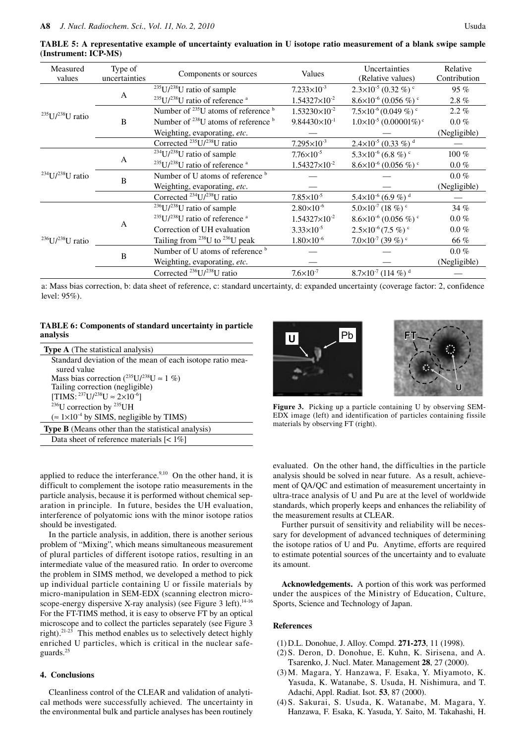**TABLE 5: A representative example of uncertainty evaluation in U isotope ratio measurement of a blank swipe sample (Instrument: ICP-MS)**

| Measured values | Type of uncertainties | Components or sources | Values | Uncertainties (Relative values) | Relative Contribution |
|---|---|---|---|---|---|
| $^{235}U/^{238}U$ ratio | A | $^{235}U/^{238}U$ ratio of sample | $7.233\times10^{-3}$ | $2.3\times10^{-5}$ (0.32 %) [c] | 95 % |
| | | $^{235}U/^{238}U$ ratio of reference [a] | $1.54327\times10^{-2}$ | $8.6\times10^{-6}$ (0.056 %) [c] | 2.8 % |
| | B | Number of $^{235}U$ atoms of reference [b] | $1.53230\times10^{-2}$ | $7.5\times10^{-6}$ (0.049 %) [c] | 2.2 % |
| | | Number of $^{238}U$ atoms of reference [b] | $9.84430\times10^{-1}$ | $1.0\times10^{-5}$ (0.00001%) [c] | 0.0 % |
| | | Weighting, evaporating, *etc.* | — | — | (Negligible) |
| | | Corrected $^{235}U/^{238}U$ ratio | $7.295\times10^{-3}$ | $2.4\times10^{-5}$ (0.33 %) [d] | — |
| $^{234}U/^{238}U$ ratio | A | $^{234}U/^{238}U$ ratio of sample | $7.76\times10^{-5}$ | $5.3\times10^{-6}$ (6.8 %) [c] | 100 % |
| | | $^{235}U/^{238}U$ ratio of reference [a] | $1.54327\times10^{-2}$ | $8.6\times10^{-6}$ (0.056 %) [c] | 0.0 % |
| | B | Number of U atoms of reference [b] | — | — | 0.0 % |
| | | Weighting, evaporating, *etc.* | — | — | (Negligible) |
| | | Corrected $^{234}U/^{238}U$ ratio | $7.85\times10^{-5}$ | $5.4\times10^{-6}$ (6.9 %) [d] | — |
| $^{236}U/^{238}U$ ratio | A | $^{236}U/^{238}U$ ratio of sample | $2.80\times10^{-6}$ | $5.0\times10^{-7}$ (18 %) [c] | 34 % |
| | | $^{235}U/^{238}U$ ratio of reference [a] | $1.54327\times10^{-2}$ | $8.6\times10^{-6}$ (0.056 %) [c] | 0.0 % |
| | | Correction of UH evaluation | $3.33\times10^{-5}$ | $2.5\times10^{-6}$ (7.5 %) [c] | 0.0 % |
| | | Tailing from $^{238}U$ to $^{236}U$ peak | $1.80\times10^{-6}$ | $7.0\times10^{-7}$ (39 %) [c] | 66 % |
| | B | Number of U atoms of reference [b] | — | — | 0.0 % |
| | | Weighting, evaporating, *etc.* | — | — | (Negligible) |
| | | Corrected $^{236}U/^{238}U$ ratio | $7.6\times10^{-7}$ | $8.7\times10^{-7}$ (114 %) [d] | — |

a: Mass bias correction, b: data sheet of reference, c: standard uncertainty, d: expanded uncertainty (coverage factor: 2, confidence level: 95%).

**TABLE 6: Components of standard uncertainty in particle analysis**

| |
|---|
| **Type A** (The statistical analysis) |
| Standard deviation of the mean of each isotope ratio measured value |
| Mass bias correction ($^{235}U/^{238}U \approx 1$ %) |
| Tailing correction (negligible) |
| [TIMS: $^{237}U/^{238}U \approx 2\times10^{-6}$] |
| $^{236}U$ correction by $^{235}UH$ |
| ($\approx 1\times10^{-4}$ by SIMS, negligible by TIMS) |
| **Type B** (Means other than the statistical analysis) |
| Data sheet of reference materials [< 1%] |

**Figure 3.** Picking up a particle containing U by observing SEM-EDX image (left) and identification of particles containing fissile materials by observing FT (right).

applied to reduce the interferance.[9,10] On the other hand, it is difficult to complement the isotope ratio measurements in the particle analysis, because it is performed without chemical separation in principle. In future, besides the UH evaluation, interference of polyatomic ions with the minor isotope ratios should be investigated.

In the particle analysis, in addition, there is another serious problem of "Mixing", which means simultaneous measurement of plural particles of different isotope ratios, resulting in an intermediate value of the measured ratio. In order to overcome the problem in SIMS method, we developed a method to pick up individual particle containing U or fissile materials by micro-manipulation in SEM-EDX (scanning electron microscope-energy dispersive X-ray analysis) (see Figure 3 left).[14-16] For the FT-TIMS method, it is easy to observe FT by an optical microscope and to collect the particles separately (see Figure 3 right).[21-23] This method enables us to selectively detect highly enriched U particles, which is critical in the nuclear safeguards.[25]

## 4. Conclusions

Cleanliness control of the CLEAR and validation of analytical methods were successfully achieved. The uncertainty in the environmental bulk and particle analyses has been routinely evaluated. On the other hand, the difficulties in the particle analysis should be solved in near future. As a result, achievement of QA/QC and estimation of measurement uncertainty in ultra-trace analysis of U and Pu are at the level of worldwide standards, which properly keeps and enhances the reliability of the measurement results at CLEAR.

Further pursuit of sensitivity and reliability will be necessary for development of advanced techniques of determining the isotope ratios of U and Pu. Anytime, efforts are required to estimate potential sources of the uncertainty and to evaluate its amount.

**Acknowledgements.** A portion of this work was performed under the auspices of the Ministry of Education, Culture, Sports, Science and Technology of Japan.

## References

(1) D.L. Donohue, J. Alloy. Compd. **271-273**, 11 (1998).
(2) S. Deron, D. Donohue, E. Kuhn, K. Sirisena, and A. Tsarenko, J. Nucl. Mater. Management **28**, 27 (2000).
(3) M. Magara, Y. Hanzawa, F. Esaka, Y. Miyamoto, K. Yasuda, K. Watanabe, S. Usuda, H. Nishimura, and T. Adachi, Appl. Radiat. Isot. **53**, 87 (2000).
(4) S. Sakurai, S. Usuda, K. Watanabe, M. Magara, Y. Hanzawa, F. Esaka, K. Yasuda, Y. Saito, M. Takahashi, H.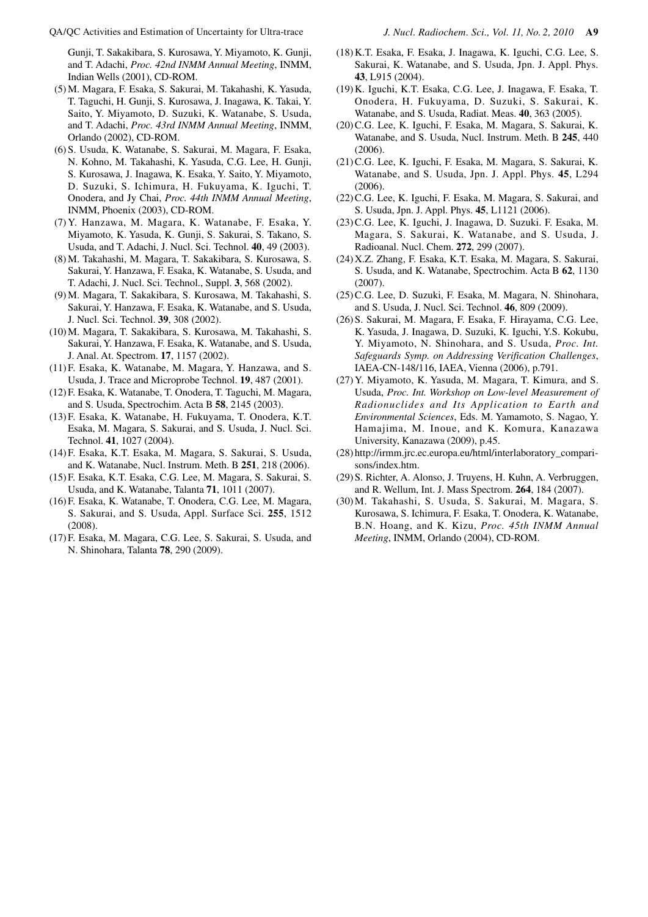Gunji, T. Sakakibara, S. Kurosawa, Y. Miyamoto, K. Gunji, and T. Adachi, *Proc. 42nd INMM Annual Meeting*, INMM, Indian Wells (2001), CD-ROM.

(5) M. Magara, F. Esaka, S. Sakurai, M. Takahashi, K. Yasuda, T. Taguchi, H. Gunji, S. Kurosawa, J. Inagawa, K. Takai, Y. Saito, Y. Miyamoto, D. Suzuki, K. Watanabe, S. Usuda, and T. Adachi, *Proc. 43rd INMM Annual Meeting*, INMM, Orlando (2002), CD-ROM.

(6) S. Usuda, K. Watanabe, S. Sakurai, M. Magara, F. Esaka, N. Kohno, M. Takahashi, K. Yasuda, C.G. Lee, H. Gunji, S. Kurosawa, J. Inagawa, K. Esaka, Y. Saito, Y. Miyamoto, D. Suzuki, S. Ichimura, H. Fukuyama, K. Iguchi, T. Onodera, and Jy Chai, *Proc. 44th INMM Annual Meeting*, INMM, Phoenix (2003), CD-ROM.

(7) Y. Hanzawa, M. Magara, K. Watanabe, F. Esaka, Y. Miyamoto, K. Yasuda, K. Gunji, S. Sakurai, S. Takano, S. Usuda, and T. Adachi, J. Nucl. Sci. Technol. **40**, 49 (2003).

(8) M. Takahashi, M. Magara, T. Sakakibara, S. Kurosawa, S. Sakurai, Y. Hanzawa, F. Esaka, K. Watanabe, S. Usuda, and T. Adachi, J. Nucl. Sci. Technol., Suppl. **3**, 568 (2002).

(9) M. Magara, T. Sakakibara, S. Kurosawa, M. Takahashi, S. Sakurai, Y. Hanzawa, F. Esaka, K. Watanabe, and S. Usuda, J. Nucl. Sci. Technol. **39**, 308 (2002).

(10) M. Magara, T. Sakakibara, S. Kurosawa, M. Takahashi, S. Sakurai, Y. Hanzawa, F. Esaka, K. Watanabe, and S. Usuda, J. Anal. At. Spectrom. **17**, 1157 (2002).

(11) F. Esaka, K. Watanabe, M. Magara, Y. Hanzawa, and S. Usuda, J. Trace and Microprobe Technol. **19**, 487 (2001).

(12) F. Esaka, K. Watanabe, T. Onodera, T. Taguchi, M. Magara, and S. Usuda, Spectrochim. Acta B **58**, 2145 (2003).

(13) F. Esaka, K. Watanabe, H. Fukuyama, T. Onodera, K.T. Esaka, M. Magara, S. Sakurai, and S. Usuda, J. Nucl. Sci. Technol. **41**, 1027 (2004).

(14) F. Esaka, K.T. Esaka, M. Magara, S. Sakurai, S. Usuda, and K. Watanabe, Nucl. Instrum. Meth. B **251**, 218 (2006).

(15) F. Esaka, K.T. Esaka, C.G. Lee, M. Magara, S. Sakurai, S. Usuda, and K. Watanabe, Talanta **71**, 1011 (2007).

(16) F. Esaka, K. Watanabe, T. Onodera, C.G. Lee, M. Magara, S. Sakurai, and S. Usuda, Appl. Surface Sci. **255**, 1512 (2008).

(17) F. Esaka, M. Magara, C.G. Lee, S. Sakurai, S. Usuda, and N. Shinohara, Talanta **78**, 290 (2009).

(18) K.T. Esaka, F. Esaka, J. Inagawa, K. Iguchi, C.G. Lee, S. Sakurai, K. Watanabe, and S. Usuda, Jpn. J. Appl. Phys. **43**, L915 (2004).

(19) K. Iguchi, K.T. Esaka, C.G. Lee, J. Inagawa, F. Esaka, T. Onodera, H. Fukuyama, D. Suzuki, S. Sakurai, K. Watanabe, and S. Usuda, Radiat. Meas. **40**, 363 (2005).

(20) C.G. Lee, K. Iguchi, F. Esaka, M. Magara, S. Sakurai, K. Watanabe, and S. Usuda, Nucl. Instrum. Meth. B **245**, 440 (2006).

(21) C.G. Lee, K. Iguchi, F. Esaka, M. Magara, S. Sakurai, K. Watanabe, and S. Usuda, Jpn. J. Appl. Phys. **45**, L294 (2006).

(22) C.G. Lee, K. Iguchi, F. Esaka, M. Magara, S. Sakurai, and S. Usuda, Jpn. J. Appl. Phys. **45**, L1121 (2006).

(23) C.G. Lee, K. Iguchi, J. Inagawa, D. Suzuki. F. Esaka, M. Magara, S. Sakurai, K. Watanabe, and S. Usuda, J. Radioanal. Nucl. Chem. **272**, 299 (2007).

(24) X.Z. Zhang, F. Esaka, K.T. Esaka, M. Magara, S. Sakurai, S. Usuda, and K. Watanabe, Spectrochim. Acta B **62**, 1130 (2007).

(25) C.G. Lee, D. Suzuki, F. Esaka, M. Magara, N. Shinohara, and S. Usuda, J. Nucl. Sci. Technol. **46**, 809 (2009).

(26) S. Sakurai, M. Magara, F. Esaka, F. Hirayama, C.G. Lee, K. Yasuda, J. Inagawa, D. Suzuki, K. Iguchi, Y.S. Kokubu, Y. Miyamoto, N. Shinohara, and S. Usuda, *Proc. Int. Safeguards Symp. on Addressing Verification Challenges*, IAEA-CN-148/116, IAEA, Vienna (2006), p.791.

(27) Y. Miyamoto, K. Yasuda, M. Magara, T. Kimura, and S. Usuda, *Proc. Int. Workshop on Low-level Measurement of Radionuclides and Its Application to Earth and Environmental Sciences*, Eds. M. Yamamoto, S. Nagao, Y. Hamajima, M. Inoue, and K. Komura, Kanazawa University, Kanazawa (2009), p.45.

(28) http://irmm.jrc.ec.europa.eu/html/interlaboratory_comparisons/index.htm.

(29) S. Richter, A. Alonso, J. Truyens, H. Kuhn, A. Verbruggen, and R. Wellum, Int. J. Mass Spectrom. **264**, 184 (2007).

(30) M. Takahashi, S. Usuda, S. Sakurai, M. Magara, S. Kurosawa, S. Ichimura, F. Esaka, T. Onodera, K. Watanabe, B.N. Hoang, and K. Kizu, *Proc. 45th INMM Annual Meeting*, INMM, Orlando (2004), CD-ROM.